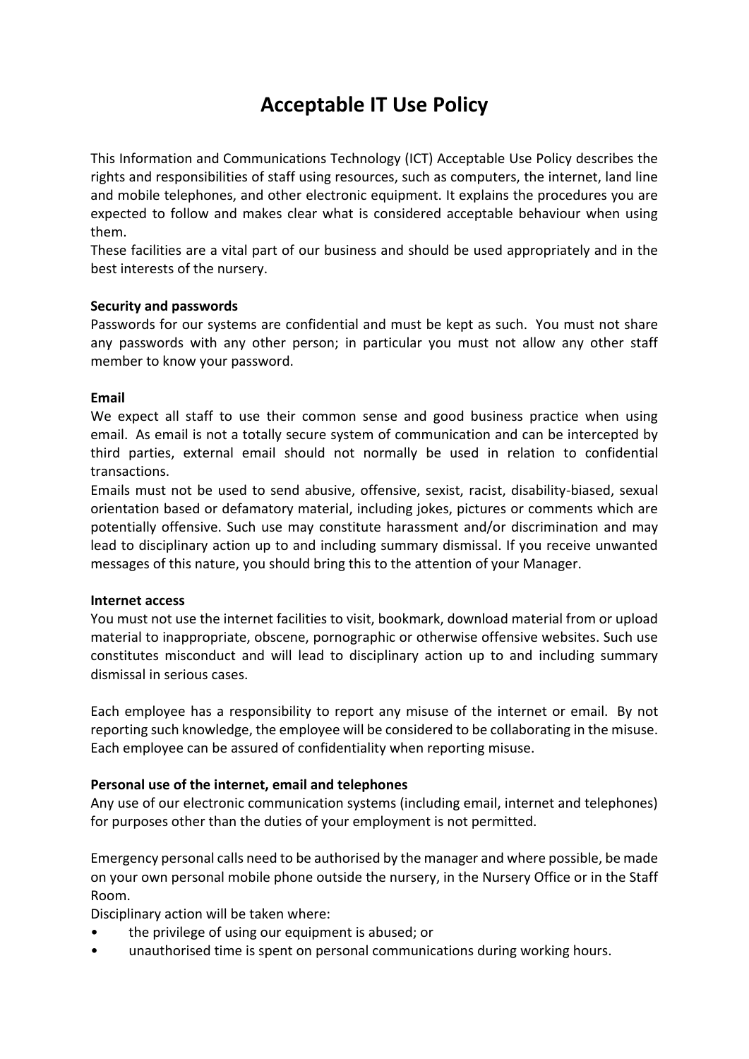# Acceptable IT Use Policy

This Information and Communications Technology (ICT) Acceptable Use Policy describes the rights and responsibilities of staff using resources, such as computers, the internet, land line and mobile telephones, and other electronic equipment. It explains the procedures you are expected to follow and makes clear what is considered acceptable behaviour when using them.

These facilities are a vital part of our business and should be used appropriately and in the best interests of the nursery.

**Security and passwords**

Passwords for our systems are confidential and must be kept as such. You must not share any passwords with any other person; in particular you must not allow any other staff member to know your password.

**Email**

We expect all staff to use their common sense and good business practice when using email. As email is not a totally secure system of communication and can be intercepted by third parties, external email should not normally be used in relation to confidential transactions.

Emails must not be used to send abusive, offensive, sexist, racist, disability-biased, sexual orientation based or defamatory material, including jokes, pictures or comments which are potentially offensive. Such use may constitute harassment and/or discrimination and may lead to disciplinary action up to and including summary dismissal. If you receive unwanted messages of this nature, you should bring this to the attention of your Manager.

**Internet access**

You must not use the internet facilities to visit, bookmark, download material from or upload material to inappropriate, obscene, pornographic or otherwise offensive websites. Such use constitutes misconduct and will lead to disciplinary action up to and including summary dismissal in serious cases.

Each employee has a responsibility to report any misuse of the internet or email. By not reporting such knowledge, the employee will be considered to be collaborating in the misuse. Each employee can be assured of confidentiality when reporting misuse.

**Personal use of the internet, email and telephones**

Any use of our electronic communication systems (including email, internet and telephones) for purposes other than the duties of your employment is not permitted.

Emergency personal calls need to be authorised by the manager and where possible, be made on your own personal mobile phone outside the nursery, in the Nursery Office or in the Staff Room.

Disciplinary action will be taken where:

- the privilege of using our equipment is abused; or
- unauthorised time is spent on personal communications during working hours.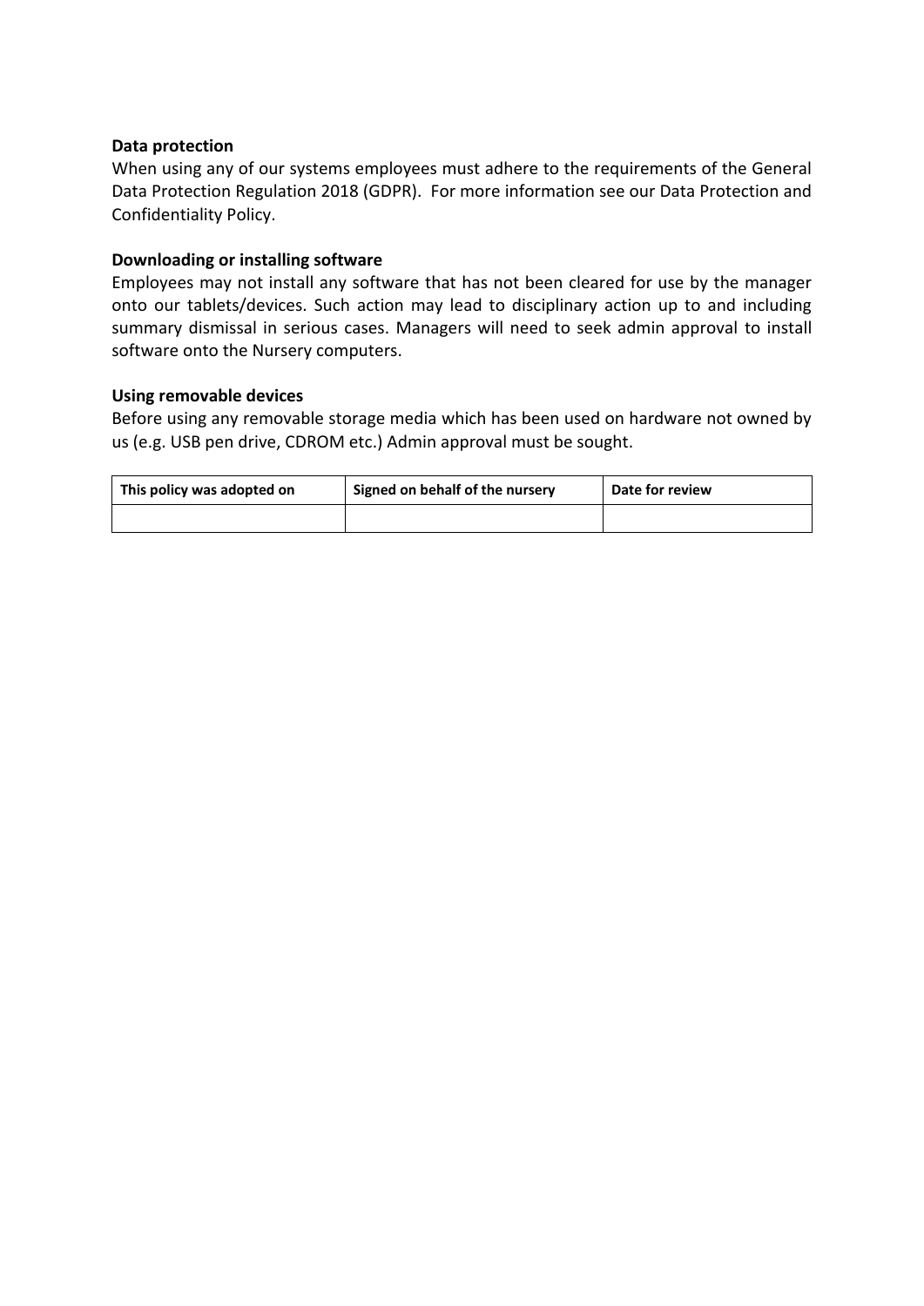**Data protection**

When using any of our systems employees must adhere to the requirements of the General Data Protection Regulation 2018 (GDPR). For more information see our Data Protection and Confidentiality Policy.

**Downloading or installing software**

Employees may not install any software that has not been cleared for use by the manager onto our tablets/devices. Such action may lead to disciplinary action up to and including summary dismissal in serious cases. Managers will need to seek admin approval to install software onto the Nursery computers.

**Using removable devices**

Before using any removable storage media which has been used on hardware not owned by us (e.g. USB pen drive, CDROM etc.) Admin approval must be sought.

| This policy was adopted on | Signed on behalf of the nursery | Date for review |
|---|---|---|
| | | |